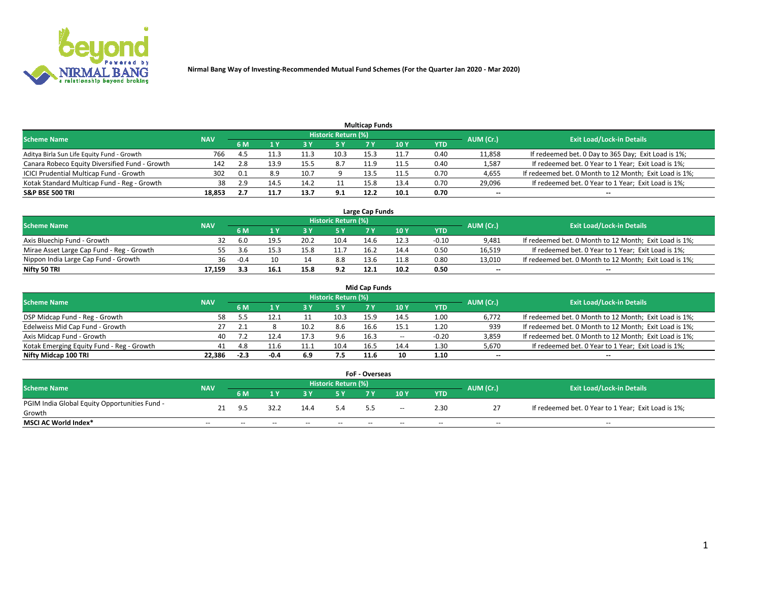Nirmal Bang Way of Investing-Recommended Mutual Fund Schemes (For the Quarter Jan 2020 - Mar 2020)

## Multicap Funds

| Scheme Name | NAV | Historic Return (%) | | | | | | | AUM (Cr.) | Exit Load/Lock-in Details |
|---|---|---|---|---|---|---|---|---|---|---|
| | | 6 M | 1 Y | 3 Y | 5 Y | 7 Y | 10 Y | YTD | | |
| Aditya Birla Sun Life Equity Fund - Growth | 766 | 4.5 | 11.3 | 11.3 | 10.3 | 15.3 | 11.7 | 0.40 | 11,858 | If redeemed bet. 0 Day to 365 Day; Exit Load is 1%; |
| Canara Robeco Equity Diversified Fund - Growth | 142 | 2.8 | 13.9 | 15.5 | 8.7 | 11.9 | 11.5 | 0.40 | 1,587 | If redeemed bet. 0 Year to 1 Year; Exit Load is 1%; |
| ICICI Prudential Multicap Fund - Growth | 302 | 0.1 | 8.9 | 10.7 | 9 | 13.5 | 11.5 | 0.70 | 4,655 | If redeemed bet. 0 Month to 12 Month; Exit Load is 1%; |
| Kotak Standard Multicap Fund - Reg - Growth | 38 | 2.9 | 14.5 | 14.2 | 11 | 15.8 | 13.4 | 0.70 | 29,096 | If redeemed bet. 0 Year to 1 Year; Exit Load is 1%; |
| **S&P BSE 500 TRI** | **18,853** | **2.7** | **11.7** | **13.7** | **9.1** | **12.2** | **10.1** | **0.70** | -- | -- |

## Large Cap Funds

| Scheme Name | NAV | Historic Return (%) | | | | | | | AUM (Cr.) | Exit Load/Lock-in Details |
|---|---|---|---|---|---|---|---|---|---|---|
| | | 6 M | 1 Y | 3 Y | 5 Y | 7 Y | 10 Y | YTD | | |
| Axis Bluechip Fund - Growth | 32 | 6.0 | 19.5 | 20.2 | 10.4 | 14.6 | 12.3 | -0.10 | 9,481 | If redeemed bet. 0 Month to 12 Month; Exit Load is 1%; |
| Mirae Asset Large Cap Fund - Reg - Growth | 55 | 3.6 | 15.3 | 15.8 | 11.7 | 16.2 | 14.4 | 0.50 | 16,519 | If redeemed bet. 0 Year to 1 Year; Exit Load is 1%; |
| Nippon India Large Cap Fund - Growth | 36 | -0.4 | 10 | 14 | 8.8 | 13.6 | 11.8 | 0.80 | 13,010 | If redeemed bet. 0 Month to 12 Month; Exit Load is 1%; |
| **Nifty 50 TRI** | **17,159** | **3.3** | **16.1** | **15.8** | **9.2** | **12.1** | **10.2** | **0.50** | -- | -- |

## Mid Cap Funds

| Scheme Name | NAV | Historic Return (%) | | | | | | | AUM (Cr.) | Exit Load/Lock-in Details |
|---|---|---|---|---|---|---|---|---|---|---|
| | | 6 M | 1 Y | 3 Y | 5 Y | 7 Y | 10 Y | YTD | | |
| DSP Midcap Fund - Reg - Growth | 58 | 5.5 | 12.1 | 11 | 10.3 | 15.9 | 14.5 | 1.00 | 6,772 | If redeemed bet. 0 Month to 12 Month; Exit Load is 1%; |
| Edelweiss Mid Cap Fund - Growth | 27 | 2.1 | 8 | 10.2 | 8.6 | 16.6 | 15.1 | 1.20 | 939 | If redeemed bet. 0 Month to 12 Month; Exit Load is 1%; |
| Axis Midcap Fund - Growth | 40 | 7.2 | 12.4 | 17.3 | 9.6 | 16.3 | -- | -0.20 | 3,859 | If redeemed bet. 0 Month to 12 Month; Exit Load is 1%; |
| Kotak Emerging Equity Fund - Reg - Growth | 41 | 4.8 | 11.6 | 11.1 | 10.4 | 16.5 | 14.4 | 1.30 | 5,670 | If redeemed bet. 0 Year to 1 Year; Exit Load is 1%; |
| **Nifty Midcap 100 TRI** | **22,386** | **-2.3** | **-0.4** | **6.9** | **7.5** | **11.6** | **10** | **1.10** | -- | -- |

## FoF - Overseas

| Scheme Name | NAV | Historic Return (%) | | | | | | | AUM (Cr.) | Exit Load/Lock-in Details |
|---|---|---|---|---|---|---|---|---|---|---|
| | | 6 M | 1 Y | 3 Y | 5 Y | 7 Y | 10 Y | YTD | | |
| PGIM India Global Equity Opportunities Fund - Growth | 21 | 9.5 | 32.2 | 14.4 | 5.4 | 5.5 | -- | 2.30 | 27 | If redeemed bet. 0 Year to 1 Year; Exit Load is 1%; |
| **MSCI AC World Index*** | -- | -- | -- | -- | -- | -- | -- | -- | -- | -- |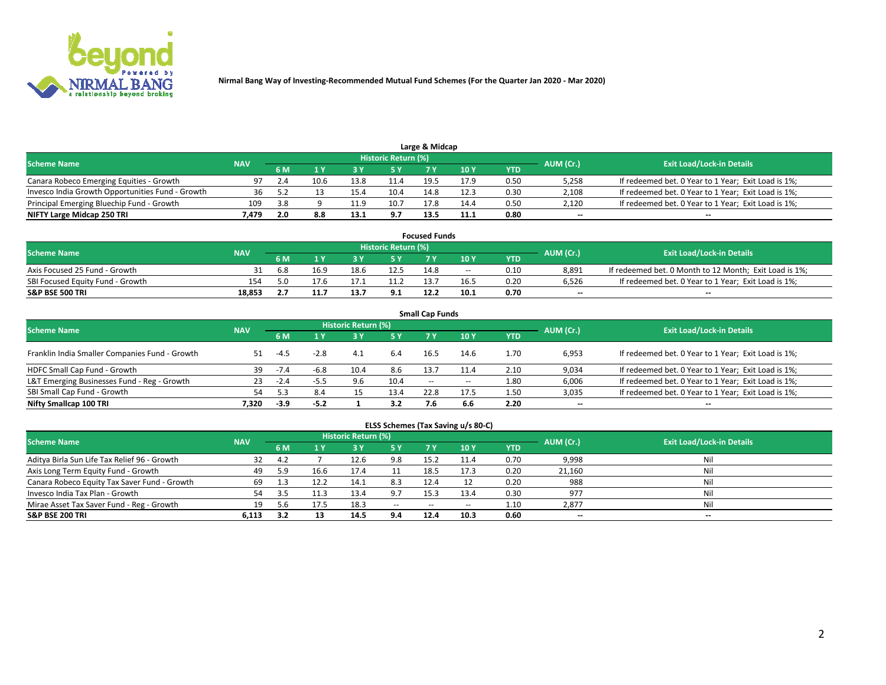Nirmal Bang Way of Investing-Recommended Mutual Fund Schemes (For the Quarter Jan 2020 - Mar 2020)

## Large & Midcap

| Scheme Name | NAV | Historic Return (%) | | | | | | | AUM (Cr.) | Exit Load/Lock-in Details |
|---|---|---|---|---|---|---|---|---|---|---|
| | | 6 M | 1 Y | 3 Y | 5 Y | 7 Y | 10 Y | YTD | | |
| Canara Robeco Emerging Equities - Growth | 97 | 2.4 | 10.6 | 13.8 | 11.4 | 19.5 | 17.9 | 0.50 | 5,258 | If redeemed bet. 0 Year to 1 Year; Exit Load is 1%; |
| Invesco India Growth Opportunities Fund - Growth | 36 | 5.2 | 13 | 15.4 | 10.4 | 14.8 | 12.3 | 0.30 | 2,108 | If redeemed bet. 0 Year to 1 Year; Exit Load is 1%; |
| Principal Emerging Bluechip Fund - Growth | 109 | 3.8 | 9 | 11.9 | 10.7 | 17.8 | 14.4 | 0.50 | 2,120 | If redeemed bet. 0 Year to 1 Year; Exit Load is 1%; |
| **NIFTY Large Midcap 250 TRI** | **7,479** | **2.0** | **8.8** | **13.1** | **9.7** | **13.5** | **11.1** | **0.80** | -- | -- |

## Focused Funds

| Scheme Name | NAV | Historic Return (%) | | | | | | | AUM (Cr.) | Exit Load/Lock-in Details |
|---|---|---|---|---|---|---|---|---|---|---|
| | | 6 M | 1 Y | 3 Y | 5 Y | 7 Y | 10 Y | YTD | | |
| Axis Focused 25 Fund - Growth | 31 | 6.8 | 16.9 | 18.6 | 12.5 | 14.8 | -- | 0.10 | 8,891 | If redeemed bet. 0 Month to 12 Month; Exit Load is 1%; |
| SBI Focused Equity Fund - Growth | 154 | 5.0 | 17.6 | 17.1 | 11.2 | 13.7 | 16.5 | 0.20 | 6,526 | If redeemed bet. 0 Year to 1 Year; Exit Load is 1%; |
| **S&P BSE 500 TRI** | **18,853** | **2.7** | **11.7** | **13.7** | **9.1** | **12.2** | **10.1** | **0.70** | -- | -- |

## Small Cap Funds

| Scheme Name | NAV | Historic Return (%) | | | | | | | AUM (Cr.) | Exit Load/Lock-in Details |
|---|---|---|---|---|---|---|---|---|---|---|
| | | 6 M | 1 Y | 3 Y | 5 Y | 7 Y | 10 Y | YTD | | |
| Franklin India Smaller Companies Fund - Growth | 51 | -4.5 | -2.8 | 4.1 | 6.4 | 16.5 | 14.6 | 1.70 | 6,953 | If redeemed bet. 0 Year to 1 Year; Exit Load is 1%; |
| HDFC Small Cap Fund - Growth | 39 | -7.4 | -6.8 | 10.4 | 8.6 | 13.7 | 11.4 | 2.10 | 9,034 | If redeemed bet. 0 Year to 1 Year; Exit Load is 1%; |
| L&T Emerging Businesses Fund - Reg - Growth | 23 | -2.4 | -5.5 | 9.6 | 10.4 | -- | -- | 1.80 | 6,006 | If redeemed bet. 0 Year to 1 Year; Exit Load is 1%; |
| SBI Small Cap Fund - Growth | 54 | 5.3 | 8.4 | 15 | 13.4 | 22.8 | 17.5 | 1.50 | 3,035 | If redeemed bet. 0 Year to 1 Year; Exit Load is 1%; |
| **Nifty Smallcap 100 TRI** | **7,320** | **-3.9** | **-5.2** | **1** | **3.2** | **7.6** | **6.6** | **2.20** | -- | -- |

## ELSS Schemes (Tax Saving u/s 80-C)

| Scheme Name | NAV | Historic Return (%) | | | | | | | AUM (Cr.) | Exit Load/Lock-in Details |
|---|---|---|---|---|---|---|---|---|---|---|
| | | 6 M | 1 Y | 3 Y | 5 Y | 7 Y | 10 Y | YTD | | |
| Aditya Birla Sun Life Tax Relief 96 - Growth | 32 | 4.2 | 7 | 12.6 | 9.8 | 15.2 | 11.4 | 0.70 | 9,998 | Nil |
| Axis Long Term Equity Fund - Growth | 49 | 5.9 | 16.6 | 17.4 | 11 | 18.5 | 17.3 | 0.20 | 21,160 | Nil |
| Canara Robeco Equity Tax Saver Fund - Growth | 69 | 1.3 | 12.2 | 14.1 | 8.3 | 12.4 | 12 | 0.20 | 988 | Nil |
| Invesco India Tax Plan - Growth | 54 | 3.5 | 11.3 | 13.4 | 9.7 | 15.3 | 13.4 | 0.30 | 977 | Nil |
| Mirae Asset Tax Saver Fund - Reg - Growth | 19 | 5.6 | 17.5 | 18.3 | -- | -- | -- | 1.10 | 2,877 | Nil |
| **S&P BSE 200 TRI** | **6,113** | **3.2** | **13** | **14.5** | **9.4** | **12.4** | **10.3** | **0.60** | -- | -- |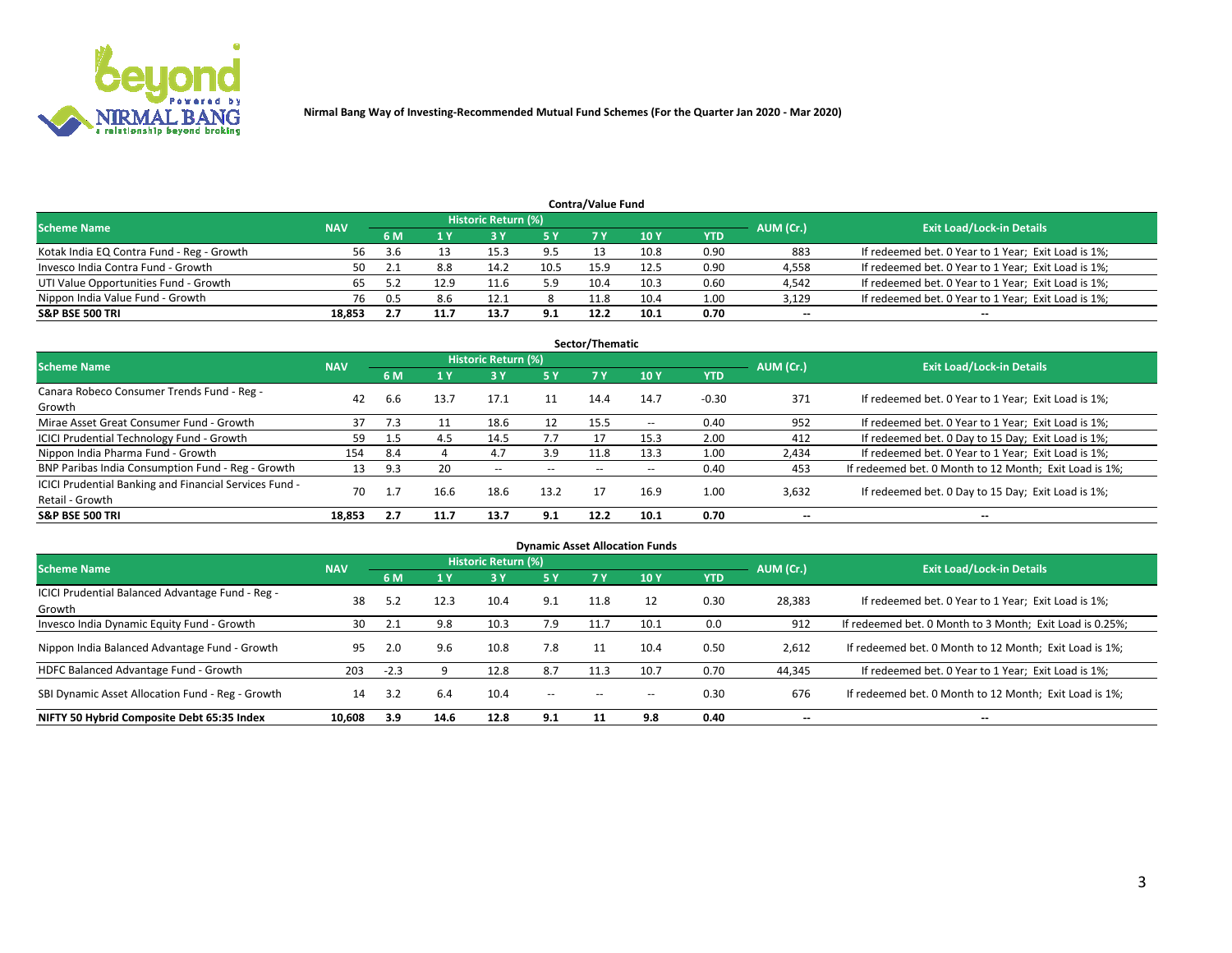Nirmal Bang Way of Investing-Recommended Mutual Fund Schemes (For the Quarter Jan 2020 - Mar 2020)

## Contra/Value Fund

| Scheme Name | NAV | Historic Return (%) | | | | | | YTD | AUM (Cr.) | Exit Load/Lock-in Details |
|---|---|---|---|---|---|---|---|---|---|---|
| | | 6 M | 1 Y | 3 Y | 5 Y | 7 Y | 10 Y | | | |
| Kotak India EQ Contra Fund - Reg - Growth | 56 | 3.6 | 13 | 15.3 | 9.5 | 13 | 10.8 | 0.90 | 883 | If redeemed bet. 0 Year to 1 Year; Exit Load is 1%; |
| Invesco India Contra Fund - Growth | 50 | 2.1 | 8.8 | 14.2 | 10.5 | 15.9 | 12.5 | 0.90 | 4,558 | If redeemed bet. 0 Year to 1 Year; Exit Load is 1%; |
| UTI Value Opportunities Fund - Growth | 65 | 5.2 | 12.9 | 11.6 | 5.9 | 10.4 | 10.3 | 0.60 | 4,542 | If redeemed bet. 0 Year to 1 Year; Exit Load is 1%; |
| Nippon India Value Fund - Growth | 76 | 0.5 | 8.6 | 12.1 | 8 | 11.8 | 10.4 | 1.00 | 3,129 | If redeemed bet. 0 Year to 1 Year; Exit Load is 1%; |
| **S&P BSE 500 TRI** | **18,853** | **2.7** | **11.7** | **13.7** | **9.1** | **12.2** | **10.1** | **0.70** | **--** | **--** |

## Sector/Thematic

| Scheme Name | NAV | Historic Return (%) | | | | | | YTD | AUM (Cr.) | Exit Load/Lock-in Details |
|---|---|---|---|---|---|---|---|---|---|---|
| | | 6 M | 1 Y | 3 Y | 5 Y | 7 Y | 10 Y | | | |
| Canara Robeco Consumer Trends Fund - Reg - Growth | 42 | 6.6 | 13.7 | 17.1 | 11 | 14.4 | 14.7 | -0.30 | 371 | If redeemed bet. 0 Year to 1 Year; Exit Load is 1%; |
| Mirae Asset Great Consumer Fund - Growth | 37 | 7.3 | 11 | 18.6 | 12 | 15.5 | -- | 0.40 | 952 | If redeemed bet. 0 Year to 1 Year; Exit Load is 1%; |
| ICICI Prudential Technology Fund - Growth | 59 | 1.5 | 4.5 | 14.5 | 7.7 | 17 | 15.3 | 2.00 | 412 | If redeemed bet. 0 Day to 15 Day; Exit Load is 1%; |
| Nippon India Pharma Fund - Growth | 154 | 8.4 | 4 | 4.7 | 3.9 | 11.8 | 13.3 | 1.00 | 2,434 | If redeemed bet. 0 Year to 1 Year; Exit Load is 1%; |
| BNP Paribas India Consumption Fund - Reg - Growth | 13 | 9.3 | 20 | -- | -- | -- | -- | 0.40 | 453 | If redeemed bet. 0 Month to 12 Month; Exit Load is 1%; |
| ICICI Prudential Banking and Financial Services Fund - Retail - Growth | 70 | 1.7 | 16.6 | 18.6 | 13.2 | 17 | 16.9 | 1.00 | 3,632 | If redeemed bet. 0 Day to 15 Day; Exit Load is 1%; |
| **S&P BSE 500 TRI** | **18,853** | **2.7** | **11.7** | **13.7** | **9.1** | **12.2** | **10.1** | **0.70** | **--** | **--** |

## Dynamic Asset Allocation Funds

| Scheme Name | NAV | Historic Return (%) | | | | | | YTD | AUM (Cr.) | Exit Load/Lock-in Details |
|---|---|---|---|---|---|---|---|---|---|---|
| | | 6 M | 1 Y | 3 Y | 5 Y | 7 Y | 10 Y | | | |
| ICICI Prudential Balanced Advantage Fund - Reg - Growth | 38 | 5.2 | 12.3 | 10.4 | 9.1 | 11.8 | 12 | 0.30 | 28,383 | If redeemed bet. 0 Year to 1 Year; Exit Load is 1%; |
| Invesco India Dynamic Equity Fund - Growth | 30 | 2.1 | 9.8 | 10.3 | 7.9 | 11.7 | 10.1 | 0.0 | 912 | If redeemed bet. 0 Month to 3 Month; Exit Load is 0.25%; |
| Nippon India Balanced Advantage Fund - Growth | 95 | 2.0 | 9.6 | 10.8 | 7.8 | 11 | 10.4 | 0.50 | 2,612 | If redeemed bet. 0 Month to 12 Month; Exit Load is 1%; |
| HDFC Balanced Advantage Fund - Growth | 203 | -2.3 | 9 | 12.8 | 8.7 | 11.3 | 10.7 | 0.70 | 44,345 | If redeemed bet. 0 Year to 1 Year; Exit Load is 1%; |
| SBI Dynamic Asset Allocation Fund - Reg - Growth | 14 | 3.2 | 6.4 | 10.4 | -- | -- | -- | 0.30 | 676 | If redeemed bet. 0 Month to 12 Month; Exit Load is 1%; |
| **NIFTY 50 Hybrid Composite Debt 65:35 Index** | **10,608** | **3.9** | **14.6** | **12.8** | **9.1** | **11** | **9.8** | **0.40** | **--** | **--** |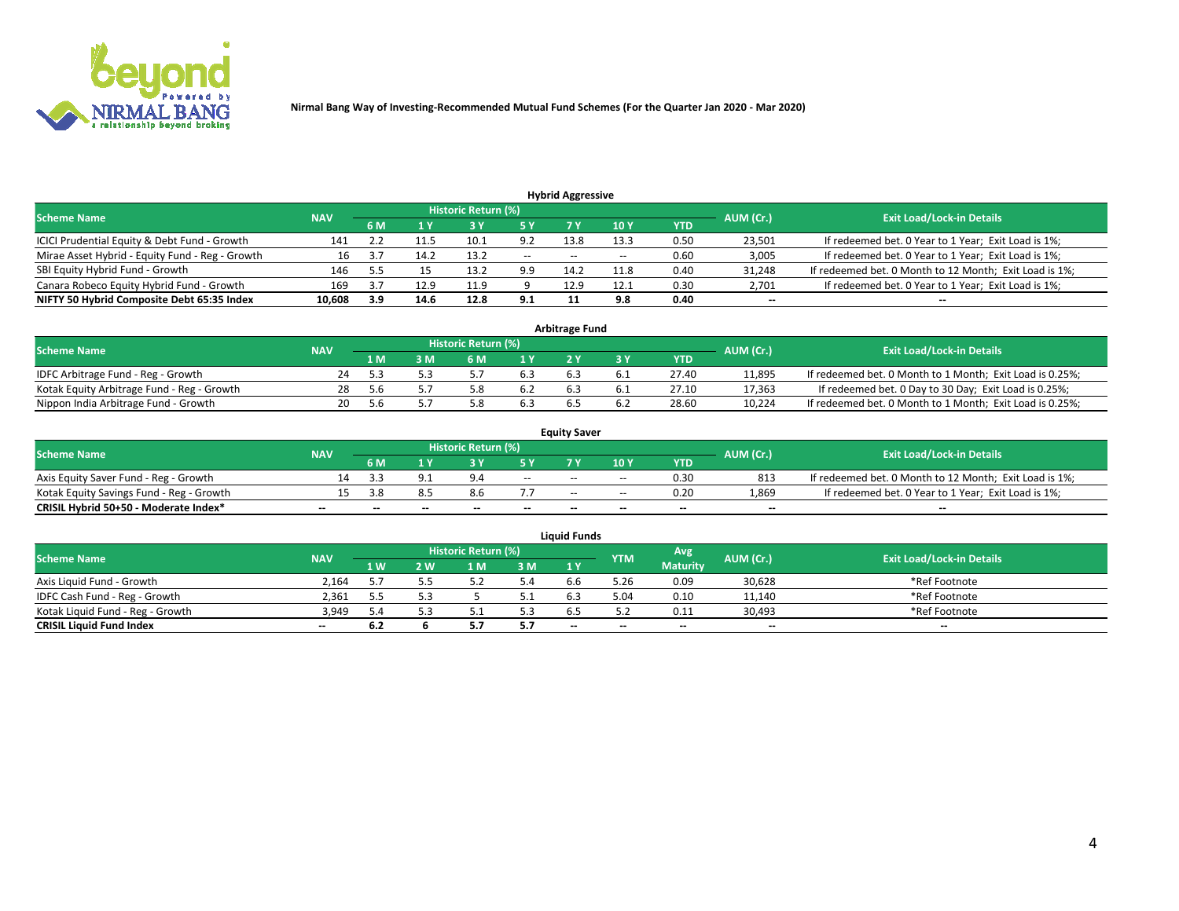Nirmal Bang Way of Investing-Recommended Mutual Fund Schemes (For the Quarter Jan 2020 - Mar 2020)

## Hybrid Aggressive

| Scheme Name | NAV | Historic Return (%) | | | | | | | AUM (Cr.) | Exit Load/Lock-in Details |
|---|---|---|---|---|---|---|---|---|---|---|
| | | 6 M | 1 Y | 3 Y | 5 Y | 7 Y | 10 Y | YTD | | |
| ICICI Prudential Equity & Debt Fund - Growth | 141 | 2.2 | 11.5 | 10.1 | 9.2 | 13.8 | 13.3 | 0.50 | 23,501 | If redeemed bet. 0 Year to 1 Year; Exit Load is 1%; |
| Mirae Asset Hybrid - Equity Fund - Reg - Growth | 16 | 3.7 | 14.2 | 13.2 | -- | -- | -- | 0.60 | 3,005 | If redeemed bet. 0 Year to 1 Year; Exit Load is 1%; |
| SBI Equity Hybrid Fund - Growth | 146 | 5.5 | 15 | 13.2 | 9.9 | 14.2 | 11.8 | 0.40 | 31,248 | If redeemed bet. 0 Month to 12 Month; Exit Load is 1%; |
| Canara Robeco Equity Hybrid Fund - Growth | 169 | 3.7 | 12.9 | 11.9 | 9 | 12.9 | 12.1 | 0.30 | 2,701 | If redeemed bet. 0 Year to 1 Year; Exit Load is 1%; |
| **NIFTY 50 Hybrid Composite Debt 65:35 Index** | **10,608** | **3.9** | **14.6** | **12.8** | **9.1** | **11** | **9.8** | **0.40** | **--** | **--** |

## Arbitrage Fund

| Scheme Name | NAV | Historic Return (%) | | | | | | | AUM (Cr.) | Exit Load/Lock-in Details |
|---|---|---|---|---|---|---|---|---|---|---|
| | | 1 M | 3 M | 6 M | 1 Y | 2 Y | 3 Y | YTD | | |
| IDFC Arbitrage Fund - Reg - Growth | 24 | 5.3 | 5.3 | 5.7 | 6.3 | 6.3 | 6.1 | 27.40 | 11,895 | If redeemed bet. 0 Month to 1 Month; Exit Load is 0.25%; |
| Kotak Equity Arbitrage Fund - Reg - Growth | 28 | 5.6 | 5.7 | 5.8 | 6.2 | 6.3 | 6.1 | 27.10 | 17,363 | If redeemed bet. 0 Day to 30 Day; Exit Load is 0.25%; |
| Nippon India Arbitrage Fund - Growth | 20 | 5.6 | 5.7 | 5.8 | 6.3 | 6.5 | 6.2 | 28.60 | 10,224 | If redeemed bet. 0 Month to 1 Month; Exit Load is 0.25%; |

## Equity Saver

| Scheme Name | NAV | Historic Return (%) | | | | | | | AUM (Cr.) | Exit Load/Lock-in Details |
|---|---|---|---|---|---|---|---|---|---|---|
| | | 6 M | 1 Y | 3 Y | 5 Y | 7 Y | 10 Y | YTD | | |
| Axis Equity Saver Fund - Reg - Growth | 14 | 3.3 | 9.1 | 9.4 | -- | -- | -- | 0.30 | 813 | If redeemed bet. 0 Month to 12 Month; Exit Load is 1%; |
| Kotak Equity Savings Fund - Reg - Growth | 15 | 3.8 | 8.5 | 8.6 | 7.7 | -- | -- | 0.20 | 1,869 | If redeemed bet. 0 Year to 1 Year; Exit Load is 1%; |
| **CRISIL Hybrid 50+50 - Moderate Index*** | **--** | **--** | **--** | **--** | **--** | **--** | **--** | **--** | **--** | **--** |

## Liquid Funds

| Scheme Name | NAV | Historic Return (%) | | | | | YTM | Avg Maturity | AUM (Cr.) | Exit Load/Lock-in Details |
|---|---|---|---|---|---|---|---|---|---|---|
| | | 1 W | 2 W | 1 M | 3 M | 1 Y | | | | |
| Axis Liquid Fund - Growth | 2,164 | 5.7 | 5.5 | 5.2 | 5.4 | 6.6 | 5.26 | 0.09 | 30,628 | *Ref Footnote |
| IDFC Cash Fund - Reg - Growth | 2,361 | 5.5 | 5.3 | 5 | 5.1 | 6.3 | 5.04 | 0.10 | 11,140 | *Ref Footnote |
| Kotak Liquid Fund - Reg - Growth | 3,949 | 5.4 | 5.3 | 5.1 | 5.3 | 6.5 | 5.2 | 0.11 | 30,493 | *Ref Footnote |
| **CRISIL Liquid Fund Index** | **--** | **6.2** | **6** | **5.7** | **5.7** | **--** | **--** | **--** | **--** | **--** |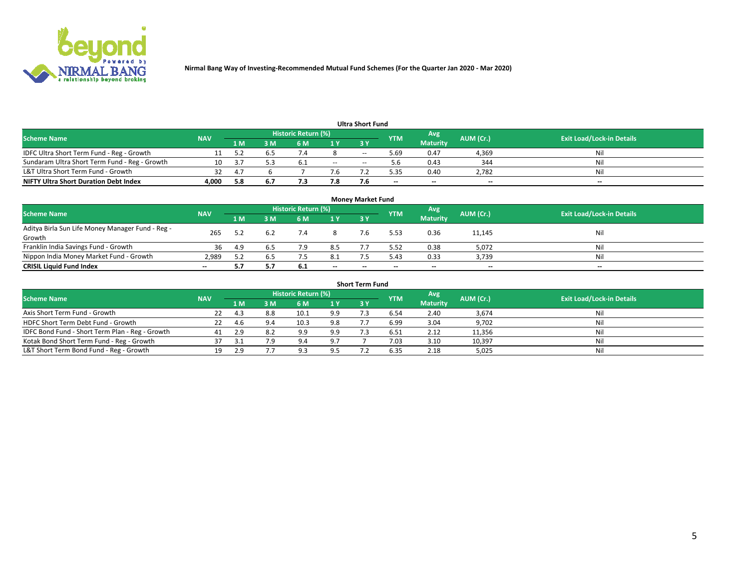Nirmal Bang Way of Investing-Recommended Mutual Fund Schemes (For the Quarter Jan 2020 - Mar 2020)

### Ultra Short Fund

| Scheme Name | NAV | Historic Return (%) | | | | | YTM | Avg Maturity | AUM (Cr.) | Exit Load/Lock-in Details |
|---|---|---|---|---|---|---|---|---|---|---|
| | | 1 M | 3 M | 6 M | 1 Y | 3 Y | | | | |
| IDFC Ultra Short Term Fund - Reg - Growth | 11 | 5.2 | 6.5 | 7.4 | 8 | -- | 5.69 | 0.47 | 4,369 | Nil |
| Sundaram Ultra Short Term Fund - Reg - Growth | 10 | 3.7 | 5.3 | 6.1 | -- | -- | 5.6 | 0.43 | 344 | Nil |
| L&T Ultra Short Term Fund - Growth | 32 | 4.7 | 6 | 7 | 7.6 | 7.2 | 5.35 | 0.40 | 2,782 | Nil |
| **NIFTY Ultra Short Duration Debt Index** | **4,000** | **5.8** | **6.7** | **7.3** | **7.8** | **7.6** | **--** | **--** | **--** | **--** |

### Money Market Fund

| Scheme Name | NAV | Historic Return (%) | | | | | YTM | Avg Maturity | AUM (Cr.) | Exit Load/Lock-in Details |
|---|---|---|---|---|---|---|---|---|---|---|
| | | 1 M | 3 M | 6 M | 1 Y | 3 Y | | | | |
| Aditya Birla Sun Life Money Manager Fund - Reg - Growth | 265 | 5.2 | 6.2 | 7.4 | 8 | 7.6 | 5.53 | 0.36 | 11,145 | Nil |
| Franklin India Savings Fund - Growth | 36 | 4.9 | 6.5 | 7.9 | 8.5 | 7.7 | 5.52 | 0.38 | 5,072 | Nil |
| Nippon India Money Market Fund - Growth | 2,989 | 5.2 | 6.5 | 7.5 | 8.1 | 7.5 | 5.43 | 0.33 | 3,739 | Nil |
| **CRISIL Liquid Fund Index** | **--** | **5.7** | **5.7** | **6.1** | **--** | **--** | **--** | **--** | **--** | **--** |

### Short Term Fund

| Scheme Name | NAV | Historic Return (%) | | | | | YTM | Avg Maturity | AUM (Cr.) | Exit Load/Lock-in Details |
|---|---|---|---|---|---|---|---|---|---|---|
| | | 1 M | 3 M | 6 M | 1 Y | 3 Y | | | | |
| Axis Short Term Fund - Growth | 22 | 4.3 | 8.8 | 10.1 | 9.9 | 7.3 | 6.54 | 2.40 | 3,674 | Nil |
| HDFC Short Term Debt Fund - Growth | 22 | 4.6 | 9.4 | 10.3 | 9.8 | 7.7 | 6.99 | 3.04 | 9,702 | Nil |
| IDFC Bond Fund - Short Term Plan - Reg - Growth | 41 | 2.9 | 8.2 | 9.9 | 9.9 | 7.3 | 6.51 | 2.12 | 11,356 | Nil |
| Kotak Bond Short Term Fund - Reg - Growth | 37 | 3.1 | 7.9 | 9.4 | 9.7 | 7 | 7.03 | 3.10 | 10,397 | Nil |
| L&T Short Term Bond Fund - Reg - Growth | 19 | 2.9 | 7.7 | 9.3 | 9.5 | 7.2 | 6.35 | 2.18 | 5,025 | Nil |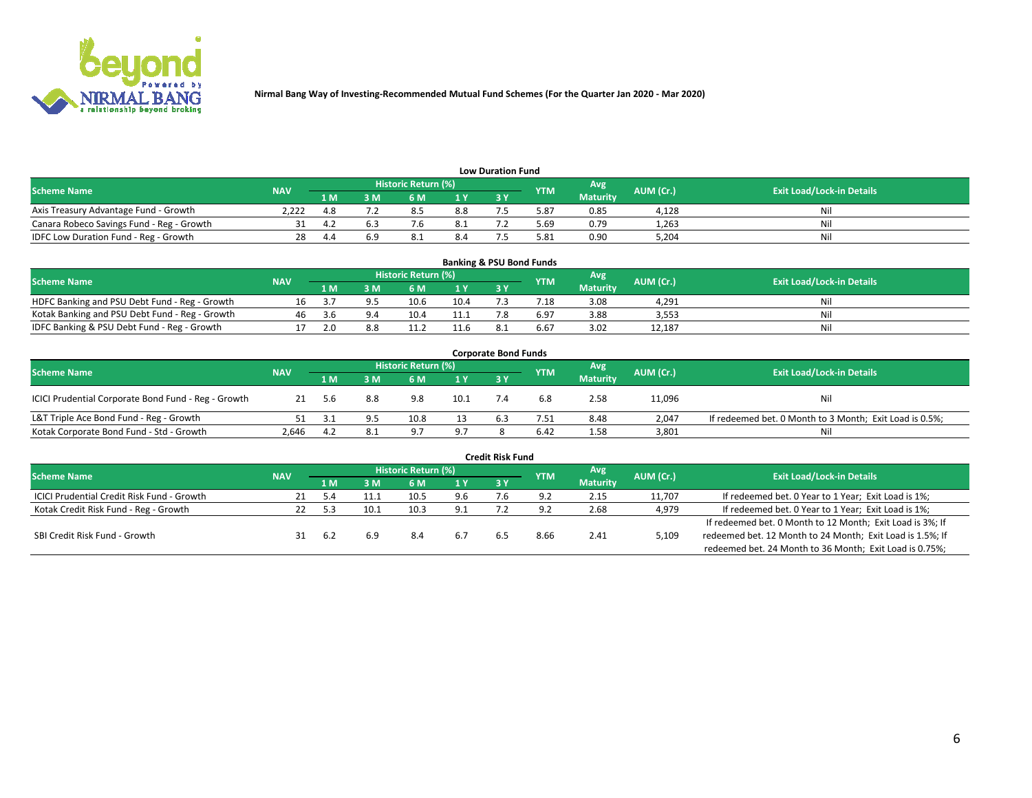**Nirmal Bang Way of Investing-Recommended Mutual Fund Schemes (For the Quarter Jan 2020 - Mar 2020)**

### Low Duration Fund

| Scheme Name | NAV | Historic Return (%) | | | | | YTM | Avg Maturity | AUM (Cr.) | Exit Load/Lock-in Details |
|---|---|---|---|---|---|---|---|---|---|---|
| | | 1 M | 3 M | 6 M | 1 Y | 3 Y | | | | |
| Axis Treasury Advantage Fund - Growth | 2,222 | 4.8 | 7.2 | 8.5 | 8.8 | 7.5 | 5.87 | 0.85 | 4,128 | Nil |
| Canara Robeco Savings Fund - Reg - Growth | 31 | 4.2 | 6.3 | 7.6 | 8.1 | 7.2 | 5.69 | 0.79 | 1,263 | Nil |
| IDFC Low Duration Fund - Reg - Growth | 28 | 4.4 | 6.9 | 8.1 | 8.4 | 7.5 | 5.81 | 0.90 | 5,204 | Nil |

### Banking & PSU Bond Funds

| Scheme Name | NAV | Historic Return (%) | | | | | YTM | Avg Maturity | AUM (Cr.) | Exit Load/Lock-in Details |
|---|---|---|---|---|---|---|---|---|---|---|
| | | 1 M | 3 M | 6 M | 1 Y | 3 Y | | | | |
| HDFC Banking and PSU Debt Fund - Reg - Growth | 16 | 3.7 | 9.5 | 10.6 | 10.4 | 7.3 | 7.18 | 3.08 | 4,291 | Nil |
| Kotak Banking and PSU Debt Fund - Reg - Growth | 46 | 3.6 | 9.4 | 10.4 | 11.1 | 7.8 | 6.97 | 3.88 | 3,553 | Nil |
| IDFC Banking & PSU Debt Fund - Reg - Growth | 17 | 2.0 | 8.8 | 11.2 | 11.6 | 8.1 | 6.67 | 3.02 | 12,187 | Nil |

### Corporate Bond Funds

| Scheme Name | NAV | Historic Return (%) | | | | | YTM | Avg Maturity | AUM (Cr.) | Exit Load/Lock-in Details |
|---|---|---|---|---|---|---|---|---|---|---|
| | | 1 M | 3 M | 6 M | 1 Y | 3 Y | | | | |
| ICICI Prudential Corporate Bond Fund - Reg - Growth | 21 | 5.6 | 8.8 | 9.8 | 10.1 | 7.4 | 6.8 | 2.58 | 11,096 | Nil |
| L&T Triple Ace Bond Fund - Reg - Growth | 51 | 3.1 | 9.5 | 10.8 | 13 | 6.3 | 7.51 | 8.48 | 2,047 | If redeemed bet. 0 Month to 3 Month; Exit Load is 0.5%; |
| Kotak Corporate Bond Fund - Std - Growth | 2,646 | 4.2 | 8.1 | 9.7 | 9.7 | 8 | 6.42 | 1.58 | 3,801 | Nil |

### Credit Risk Fund

| Scheme Name | NAV | Historic Return (%) | | | | | YTM | Avg Maturity | AUM (Cr.) | Exit Load/Lock-in Details |
|---|---|---|---|---|---|---|---|---|---|---|
| | | 1 M | 3 M | 6 M | 1 Y | 3 Y | | | | |
| ICICI Prudential Credit Risk Fund - Growth | 21 | 5.4 | 11.1 | 10.5 | 9.6 | 7.6 | 9.2 | 2.15 | 11,707 | If redeemed bet. 0 Year to 1 Year; Exit Load is 1%; |
| Kotak Credit Risk Fund - Reg - Growth | 22 | 5.3 | 10.1 | 10.3 | 9.1 | 7.2 | 9.2 | 2.68 | 4,979 | If redeemed bet. 0 Year to 1 Year; Exit Load is 1%; |
| SBI Credit Risk Fund - Growth | 31 | 6.2 | 6.9 | 8.4 | 6.7 | 6.5 | 8.66 | 2.41 | 5,109 | If redeemed bet. 0 Month to 12 Month; Exit Load is 3%; If redeemed bet. 12 Month to 24 Month; Exit Load is 1.5%; If redeemed bet. 24 Month to 36 Month; Exit Load is 0.75%; |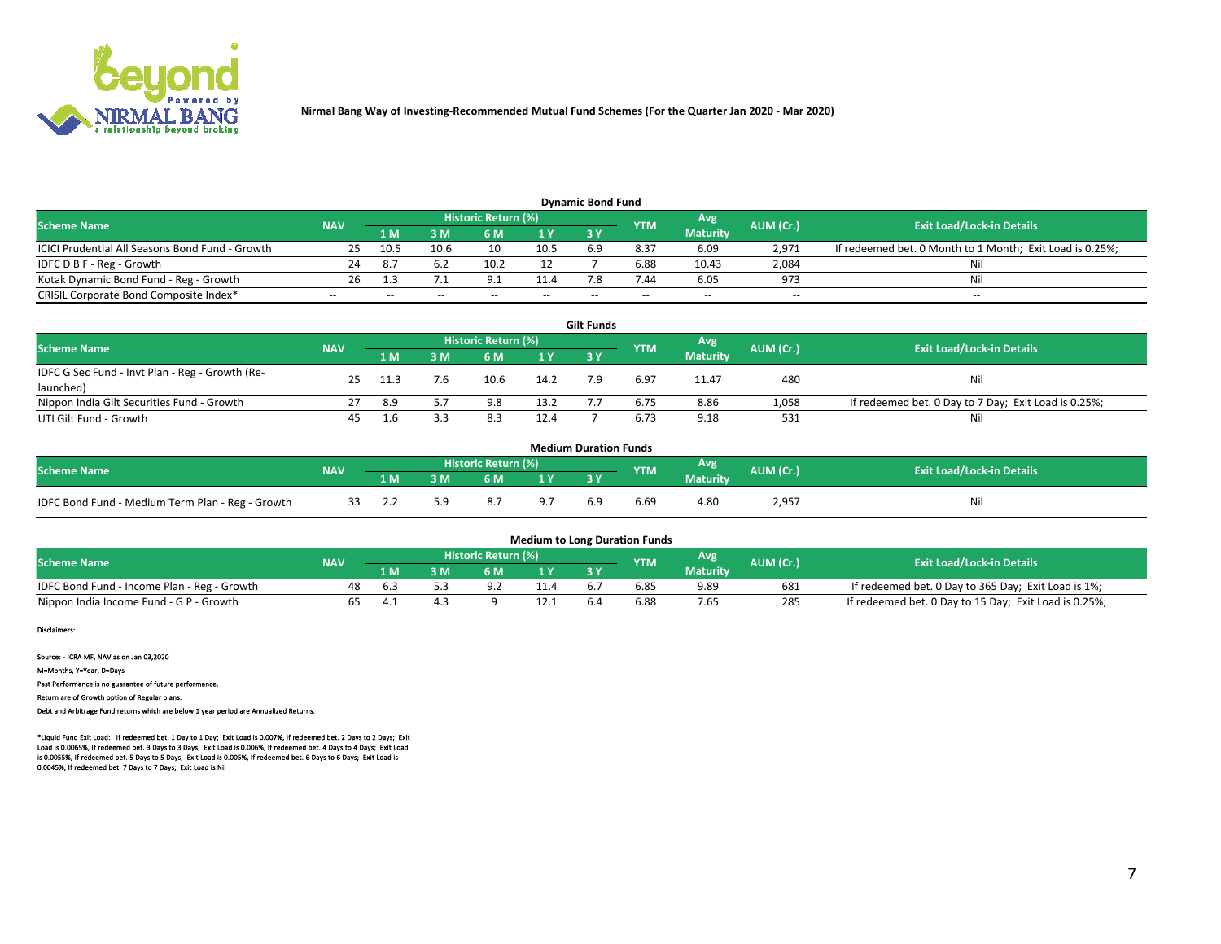**Nirmal Bang Way of Investing-Recommended Mutual Fund Schemes (For the Quarter Jan 2020 - Mar 2020)**

### Dynamic Bond Fund

| Scheme Name | NAV | Historic Return (%) | | | | | YTM | Avg Maturity | AUM (Cr.) | Exit Load/Lock-in Details |
|---|---|---|---|---|---|---|---|---|---|---|
| | | 1 M | 3 M | 6 M | 1 Y | 3 Y | | | | |
| ICICI Prudential All Seasons Bond Fund - Growth | 25 | 10.5 | 10.6 | 10 | 10.5 | 6.9 | 8.37 | 6.09 | 2,971 | If redeemed bet. 0 Month to 1 Month; Exit Load is 0.25%; |
| IDFC D B F - Reg - Growth | 24 | 8.7 | 6.2 | 10.2 | 12 | 7 | 6.88 | 10.43 | 2,084 | Nil |
| Kotak Dynamic Bond Fund - Reg - Growth | 26 | 1.3 | 7.1 | 9.1 | 11.4 | 7.8 | 7.44 | 6.05 | 973 | Nil |
| CRISIL Corporate Bond Composite Index* | -- | -- | -- | -- | -- | -- | -- | -- | -- | -- |

### Gilt Funds

| Scheme Name | NAV | Historic Return (%) | | | | | YTM | Avg Maturity | AUM (Cr.) | Exit Load/Lock-in Details |
|---|---|---|---|---|---|---|---|---|---|---|
| | | 1 M | 3 M | 6 M | 1 Y | 3 Y | | | | |
| IDFC G Sec Fund - Invt Plan - Reg - Growth (Re-launched) | 25 | 11.3 | 7.6 | 10.6 | 14.2 | 7.9 | 6.97 | 11.47 | 480 | Nil |
| Nippon India Gilt Securities Fund - Growth | 27 | 8.9 | 5.7 | 9.8 | 13.2 | 7.7 | 6.75 | 8.86 | 1,058 | If redeemed bet. 0 Day to 7 Day; Exit Load is 0.25%; |
| UTI Gilt Fund - Growth | 45 | 1.6 | 3.3 | 8.3 | 12.4 | 7 | 6.73 | 9.18 | 531 | Nil |

### Medium Duration Funds

| Scheme Name | NAV | Historic Return (%) | | | | | YTM | Avg Maturity | AUM (Cr.) | Exit Load/Lock-in Details |
|---|---|---|---|---|---|---|---|---|---|---|
| | | 1 M | 3 M | 6 M | 1 Y | 3 Y | | | | |
| IDFC Bond Fund - Medium Term Plan - Reg - Growth | 33 | 2.2 | 5.9 | 8.7 | 9.7 | 6.9 | 6.69 | 4.80 | 2,957 | Nil |

### Medium to Long Duration Funds

| Scheme Name | NAV | Historic Return (%) | | | | | YTM | Avg Maturity | AUM (Cr.) | Exit Load/Lock-in Details |
|---|---|---|---|---|---|---|---|---|---|---|
| | | 1 M | 3 M | 6 M | 1 Y | 3 Y | | | | |
| IDFC Bond Fund - Income Plan - Reg - Growth | 48 | 6.3 | 5.3 | 9.2 | 11.4 | 6.7 | 6.85 | 9.89 | 681 | If redeemed bet. 0 Day to 365 Day; Exit Load is 1%; |
| Nippon India Income Fund - G P - Growth | 65 | 4.1 | 4.3 | 9 | 12.1 | 6.4 | 6.88 | 7.65 | 285 | If redeemed bet. 0 Day to 15 Day; Exit Load is 0.25%; |

Disclaimers:

Source: - ICRA MF, NAV as on Jan 03,2020

M=Months, Y=Year, D=Days

Past Performance is no guarantee of future performance.

Return are of Growth option of Regular plans.

Debt and Arbitrage Fund returns which are below 1 year period are Annualized Returns.

*Liquid Fund Exit Load: If redeemed bet. 1 Day to 1 Day; Exit Load is 0.007%, If redeemed bet. 2 Days to 2 Days; Exit Load is 0.0065%, If redeemed bet. 3 Days to 3 Days; Exit Load is 0.006%, If redeemed bet. 4 Days to 4 Days; Exit Load is 0.0055%, If redeemed bet. 5 Days to 5 Days; Exit Load is 0.005%, If redeemed bet. 6 Days to 6 Days; Exit Load is 0.0045%, If redeemed bet. 7 Days to 7 Days; Exit Load is Nil